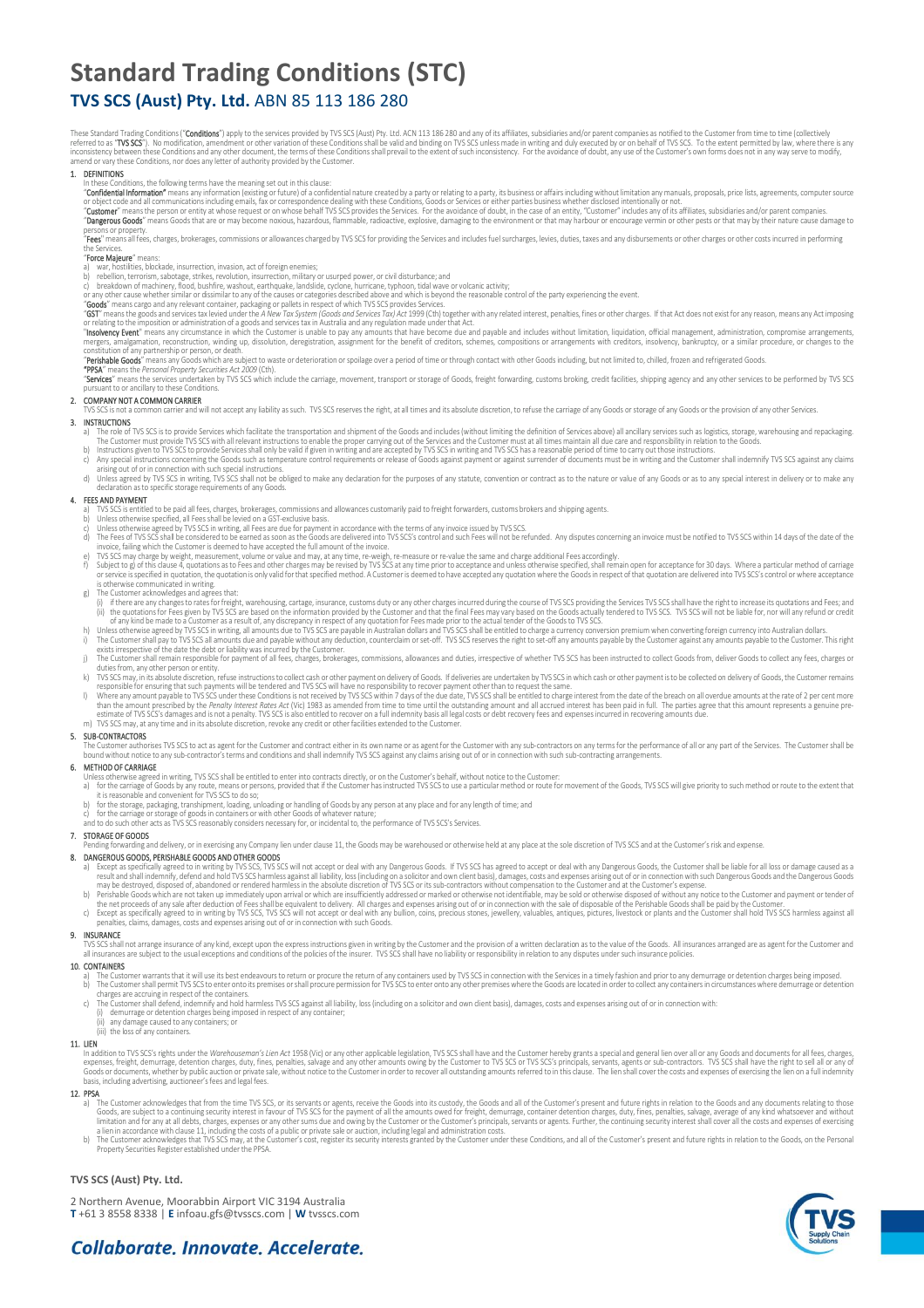# Standard Trading Conditions (STC)

## TVS SCS (Aust) Pty. Ltd. ABN 85 113 186 280

These Standard Trading Conditions ("**Conditions**") apply to the services provided by TVS SCS (Aust) Pty. Ltd. ACN 113 186 280 and any of its affiliates, subsidiaries and/or parent companies as notified to the Customer from time to time (collectively referred to as "**TVS SCS**"). No modification, amendment or other variation of these Conditions shall be valid and binding on TVS SCS unless made in writing and duly executed by or on behalf of TVS SCS. To the extent permitted by law, where there is any inconsistency between these Conditions and any other document, the terms of these Conditions shall prevail to the extent of such inconsistency. For the avoidance of doubt, any use of the Customer's own forms does not in any way serve to modify, amend or vary these Conditions, nor does any letter of authority provided by the Customer.

### 1. DEFINITIONS

In these Conditions, the following terms have the meaning set out in this clause:

"**Confidential Information**" means any information (existing or future) of a confidential nature created by a party or relating to a party, its business or affairs including without limitation any manuals, proposals, price lists, agreements, computer source or object code and all communications including emails, fax or correspondence dealing with these Conditions, Goods or Services or either parties business whether disclosed intentionally or not.

"**Customer**" means the person or entity at whose request or on whose behalf TVS SCS provides the Services. For the avoidance of doubt, in the case of an entity, "Customer" includes any of its affiliates, subsidiaries and/or parent companies.

"**Dangerous Goods**" means Goods that are or may become noxious, hazardous, flammable, radioactive, explosive, damaging to the environment or that may harbour or encourage vermin or other pests or that may by their nature cause damage to persons or property.

"**Fees**" means all fees, charges, brokerages, commissions or allowances charged by TVS SCS for providing the Services and includes fuel surcharges, levies, duties, taxes and any disbursements or other charges or other costs incurred in performing the Services.

"**Force Majeure**" means:

a) war, hostilities, blockade, insurrection, invasion, act of foreign enemies;
b) rebellion, terrorism, sabotage, strikes, revolution, insurrection, military or usurped power, or civil disturbance; and
c) breakdown of machinery, flood, bushfire, washout, earthquake, landslide, cyclone, hurricane, typhoon, tidal wave or volcanic activity;

or any other cause whether similar or dissimilar to any of the causes or categories described above and which is beyond the reasonable control of the party experiencing the event.

"**Goods**" means cargo and any relevant container, packaging or pallets in respect of which TVS SCS provides Services.

"**GST**" means the goods and services tax levied under the *A New Tax System (Goods and Services Tax) Act* 1999 (Cth) together with any related interest, penalties, fines or other charges. If that Act does not exist for any reason, means any Act imposing or relating to the imposition or administration of a goods and services tax in Australia and any regulation made under that Act.

"**Insolvency Event**" means any circumstance in which the Customer is unable to pay any amounts that have become due and payable and includes without limitation, liquidation, official management, administration, compromise arrangements, mergers, amalgamation, reconstruction, winding up, dissolution, deregistration, assignment for the benefit of creditors, schemes, compositions or arrangements with creditors, insolvency, bankruptcy, or a similar procedure, or changes to the constitution of any partnership or person, or death.

"**Perishable Goods**" means any Goods which are subject to waste or deterioration or spoilage over a period of time or through contact with other Goods including, but not limited to, chilled, frozen and refrigerated Goods.

"**PPSA**" means the *Personal Property Securities Act 2009* (Cth).

"**Services**" means the services undertaken by TVS SCS which include the carriage, movement, transport or storage of Goods, freight forwarding, customs broking, credit facilities, shipping agency and any other services to be performed by TVS SCS pursuant to or ancillary to these Conditions.

### 2. COMPANY NOT A COMMON CARRIER

TVS SCS is not a common carrier and will not accept any liability as such. TVS SCS reserves the right, at all times and its absolute discretion, to refuse the carriage of any Goods or storage of any Goods or the provision of any other Services.

### 3. INSTRUCTIONS

a) The role of TVS SCS is to provide Services which facilitate the transportation and shipment of the Goods and includes (without limiting the definition of Services above) all ancillary services such as logistics, storage, warehousing and repackaging. The Customer must provide TVS SCS with all relevant instructions to enable the proper carrying out of the Services and the Customer must at all times maintain all due care and responsibility in relation to the Goods.
b) Instructions given to TVS SCS to provide Services shall only be valid if given in writing and are accepted by TVS SCS in writing and TVS SCS has a reasonable period of time to carry out those instructions.
c) Any special instructions concerning the Goods such as temperature control requirements or release of Goods against payment or against surrender of documents must be in writing and the Customer shall indemnify TVS SCS against any claims arising out of or in connection with such special instructions.
d) Unless agreed by TVS SCS in writing, TVS SCS shall not be obliged to make any declaration for the purposes of any statute, convention or contract as to the nature or value of any Goods or as to any special interest in delivery or to make any declaration as to specific storage requirements of any Goods.

### 4. FEES AND PAYMENT

a) TVS SCS is entitled to be paid all fees, charges, brokerages, commissions and allowances customarily paid to freight forwarders, customs brokers and shipping agents.
b) Unless otherwise specified, all Fees shall be levied on a GST-exclusive basis.
c) Unless otherwise agreed by TVS SCS in writing, all Fees are due for payment in accordance with the terms of any invoice issued by TVS SCS.
d) The Fees of TVS SCS shall be considered to be earned as soon as the Goods are delivered into TVS SCS's control and such Fees will not be refunded. Any disputes concerning an invoice must be notified to TVS SCS within 14 days of the date of the invoice, failing which the Customer is deemed to have accepted the full amount of the invoice.
e) TVS SCS may charge by weight, measurement, volume or value and may, at any time, re-weigh, re-measure or re-value the same and charge additional Fees accordingly.
f) Subject to g) of this clause 4, quotations as to Fees and other charges may be revised by TVS SCS at any time prior to acceptance and unless otherwise specified, shall remain open for acceptance for 30 days. Where a particular method of carriage or service is specified in quotation, the quotation is only valid for that specified method. A Customer is deemed to have accepted any quotation where the Goods in respect of that quotation are delivered into TVS SCS's control or where acceptance is otherwise communicated in writing.
g) The Customer acknowledges and agrees that:
   (i) if there are any changes to rates for freight, warehousing, cartage, insurance, customs duty or any other charges incurred during the course of TVS SCS providing the Services TVS SCS shall have the right to increase its quotations and Fees; and
   (ii) the quotations for Fees given by TVS SCS are based on the information provided by the Customer and that the final Fees may vary based on the Goods actually tendered to TVS SCS. TVS SCS will not be liable for, nor will any refund or credit of any kind be made to a Customer as a result of, any discrepancy in respect of any quotation for Fees made prior to the actual tender of the Goods to TVS SCS.
h) Unless otherwise agreed by TVS SCS in writing, all amounts due to TVS SCS are payable in Australian dollars and TVS SCS shall be entitled to charge a currency conversion premium when converting foreign currency into Australian dollars.
i) The Customer shall pay to TVS SCS all amounts due and payable without any deduction, counterclaim or set-off. TVS SCS reserves the right to set-off any amounts payable by the Customer against any amounts payable to the Customer. This right exists irrespective of the date the debt or liability was incurred by the Customer.
j) The Customer shall remain responsible for payment of all fees, charges, brokerages, commissions, allowances and duties, irrespective of whether TVS SCS has been instructed to collect Goods from, deliver Goods to collect any fees, charges or duties from, any other person or entity.
k) TVS SCS may, in its absolute discretion, refuse instructions to collect cash or other payment on delivery of Goods. If deliveries are undertaken by TVS SCS in which cash or other payment is to be collected on delivery of Goods, the Customer remains responsible for ensuring that such payments will be tendered and TVS SCS will have no responsibility to recover payment other than to request the same.
l) Where any amount payable to TVS SCS under these Conditions is not received by TVS SCS within 7 days of the due date, TVS SCS shall be entitled to charge interest from the date of the breach on all overdue amounts at the rate of 2 per cent more than the amount prescribed by the *Penalty Interest Rates Act* (Vic) 1983 as amended from time to time until the outstanding amount and all accrued interest has been paid in full. The parties agree that this amount represents a genuine pre-estimate of TVS SCS's damages and is not a penalty. TVS SCS is also entitled to recover on a full indemnity basis all legal costs or debt recovery fees and expenses incurred in recovering amounts due.
m) TVS SCS may, at any time and in its absolute discretion, revoke any credit or other facilities extended to the Customer.

### 5. SUB-CONTRACTORS

The Customer authorises TVS SCS to act as agent for the Customer and contract either in its own name or as agent for the Customer with any sub-contractors on any terms for the performance of all or any part of the Services. The Customer shall be bound without notice to any sub-contractor's terms and conditions and shall indemnify TVS SCS against any claims arising out of or in connection with such sub-contracting arrangements.

### 6. METHOD OF CARRIAGE

Unless otherwise agreed in writing, TVS SCS shall be entitled to enter into contracts directly, or on the Customer's behalf, without notice to the Customer:

a) for the carriage of Goods by any route, means or persons, provided that if the Customer has instructed TVS SCS to use a particular method or route for movement of the Goods, TVS SCS will give priority to such method or route to the extent that it is reasonable and convenient for TVS SCS to do so;
b) for the storage, packaging, transhipment, loading, unloading or handling of Goods by any person at any place and for any length of time; and
c) for the carriage or storage of goods in containers or with other Goods of whatever nature;

and to do such other acts as TVS SCS reasonably considers necessary for, or incidental to, the performance of TVS SCS's Services.

### 7. STORAGE OF GOODS

Pending forwarding and delivery, or in exercising any Company lien under clause 11, the Goods may be warehoused or otherwise held at any place at the sole discretion of TVS SCS and at the Customer's risk and expense.

### 8. DANGEROUS GOODS, PERISHABLE GOODS AND OTHER GOODS

a) Except as specifically agreed in writing by TVS SCS, TVS SCS will not accept or deal with any Dangerous Goods. If TVS SCS has agreed to accept or deal with any Dangerous Goods, the Customer shall be liable for all loss or damage caused as a result and shall indemnify, defend and hold TVS SCS harmless against all liability, loss (including on a solicitor and own client basis), damages, costs and expenses arising out of or in connection with such Dangerous Goods and the Dangerous Goods may be destroyed, disposed of, abandoned or rendered harmless in the absolute discretion of TVS SCS or its sub-contractors without compensation to the Customer and at the Customer's expense.
b) Perishable Goods which are not taken up immediately upon arrival or which are insufficiently addressed or marked or otherwise not identifiable, may be sold or otherwise disposed of without any notice to the Customer and payment or tender of the net proceeds of any sale after deduction of Fees shall be equivalent to delivery. All charges and expenses arising out of or in connection with the sale of disposable of the Perishable Goods shall be paid by the Customer.
c) Except as specifically agreed in writing by TVS SCS, TVS SCS will not accept or deal with any bullion, coins, precious stones, jewellery, valuables, antiques, pictures, livestock or plants and the Customer shall hold TVS SCS harmless against all penalties, claims, damages, costs and expenses arising out of or in connection with such Goods.

### 9. INSURANCE

TVS SCS shall not arrange insurance of any kind, except upon the express instructions given in writing by the Customer and the provision of a written declaration as to the value of the Goods. All insurances arranged are as agent for the Customer and all insurances are subject to the usual exceptions and conditions of the policies of the insurer. TVS SCS shall have no liability or responsibility in relation to any disputes under such insurance policies.

### 10. CONTAINERS

a) The Customer warrants that it will use its best endeavours to return or procure the return of any containers used by TVS SCS in connection with the Services in a timely fashion and prior to any demurrage or detention charges being imposed.
b) The Customer shall permit TVS SCS to enter onto its premises or shall procure permission for TVS SCS to enter onto any other premises where the Goods are located in order to collect any containers in circumstances where demurrage or detention charges are accruing in respect of the containers.
c) The Customer shall defend, indemnify and hold harmless TVS SCS against all liability, loss (including on a solicitor and own client basis), damages, costs and expenses arising out of or in connection with:
   (i) demurrage or detention charges being imposed in respect of any container;
   (ii) any damage caused to any containers; or
   (iii) the loss of any containers.

### 11. LIEN

In addition to TVS SCS's rights under the *Warehouseman's Lien Act* 1958 (Vic) or any other applicable legislation, TVS SCS shall have and the Customer hereby grants a special and general lien over all or any Goods and documents for all fees, charges, expenses, freight, demurrage, detention charges, duty, fines, penalties, salvage and any other amounts owing by the Customer to TVS SCS or TVS SCS's principals, servants, agents or sub-contractors. TVS SCS shall have the right to sell all or any of Goods or documents, whether by public auction or private sale, without notice to the Customer in order to recover all outstanding amounts referred to in this clause. The lien shall cover the costs and expenses of exercising the lien on a full indemnity basis, including advertising, auctioneer's fees and legal fees.

### 12. PPSA

a) The Customer acknowledges that from the time TVS SCS, or its servants or agents, receive the Goods into its custody, the Goods and all of the Customer's present and future rights in relation to the Goods and any documents relating to those Goods, are subject to a continuing security interest in favour of TVS SCS for the payment of all the amounts owed for freight, demurrage, container detention charges, duty, fines, penalties, salvage, average of any kind whatsoever and without limitation and for any at all debts, charges, expenses or any other sums due and owing by the Customer or the Customer's principals, servants or agents. Further, the continuing security interest shall cover all the costs and expenses of exercising a lien in accordance with clause 11, including the costs of a public or private sale or auction, including legal and administration costs.
b) The Customer acknowledges that TVS SCS may, at the Customer's cost, register its security interests granted by the Customer under these Conditions, and all of the Customer's present and future rights in relation to the Goods, on the Personal Property Securities Register established under the PPSA.

**TVS SCS (Aust) Pty. Ltd.**

2 Northern Avenue, Moorabbin Airport VIC 3194 Australia
**T** +61 3 8558 8338 | **E** infoau.gfs@tvsscs.com | **W** tvsscs.com

*Collaborate. Innovate. Accelerate.*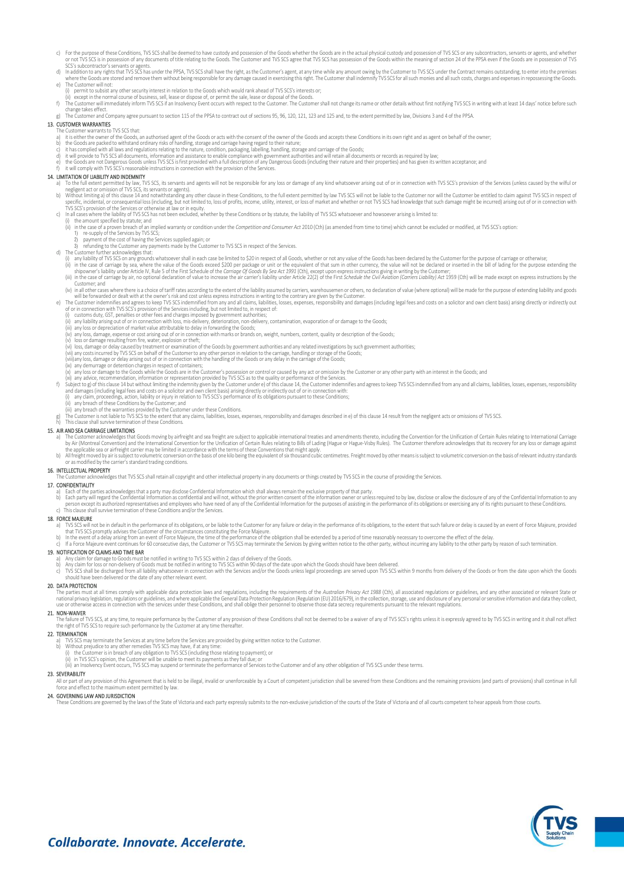c) For the purpose of these Conditions, TVS SCS shall be deemed to have custody and possession of the Goods whether the Goods are in the actual physical custody and possession of TVS SCS or any subcontractors, servants or agents, and whether or not TVS SCS is in possession of any documents of title relating to the Goods. The Customer and TVS SCS agree that TVS SCS has possession of the Goods within the meaning of section 24 of the PPSA even if the Goods are in possession of TVS SCS's subcontractor's servants or agents.

d) In addition to any rights that TVS SCS has under the PPSA, TVS SCS shall have the right, as the Customer's agent, at any time while any amount owing by the Customer to TVS SCS under the Contract remains outstanding, to enter into the premises where the Goods are stored and remove them without being responsible for any damage caused in exercising this right. The Customer shall indemnify TVS SCS for all such monies and all such costs, charges and expenses in repossessing the Goods.

e) The Customer will not:
   (i) permit to subsist any other security interest in relation to the Goods which would rank ahead of TVS SCS's interests or;
   (ii) except in the normal course of business, sell, lease or dispose of, or permit the sale, lease or disposal of the Goods.

f) The Customer will immediately inform TVS SCS if an Insolvency Event occurs with respect to the Customer. The Customer shall not change its name or other details without first notifying TVS SCS in writing with at least 14 days' notice before such change takes effect.

g) The Customer and Company agree pursuant to section 115 of the PPSA to contract out of sections 95, 96, 120, 121, 123 and 125 and, to the extent permitted by law, Divisions 3 and 4 of the PPSA.

## 13. CUSTOMER WARRANTIES

The Customer warrants to TVS SCS that:

a) it is either the owner of the Goods, an authorised agent of the Goods or acts with the consent of the owner of the Goods and accepts these Conditions in its own right and as agent on behalf of the owner;
b) the Goods are packed to withstand ordinary risks of handling, storage and carriage having regard to their nature;
c) it has complied with all laws and regulations relating to the nature, condition, packaging, labelling, handling, storage and carriage of the Goods;
d) it will provide to TVS SCS all documents, information and assistance to enable compliance with government authorities and will retain all documents or records as required by law;
e) the Goods are not Dangerous Goods unless TVS SCS is first provided with a full description of any Dangerous Goods (including their nature and their properties) and has given its written acceptance; and
f) it will comply with TVS SCS's reasonable instructions in connection with the provision of the Services.

## 14. LIMITATION OF LIABILITY AND INDEMNITY

a) To the full extent permitted by law, TVS SCS, its servants and agents will not be responsible for any loss or damage of any kind whatsoever arising out of or in connection with TVS SCS's provision of the Services (unless caused by the wilful or negligent act or omission of TVS SCS, its servants or agents).

b) Without limiting a) of this clause 14 and notwithstanding any other clause in these Conditions, to the full extent permitted by law TVS SCS will not be liable to the Customer nor will the Customer be entitled to claim against TVS SCS in respect of specific, incidental, or consequential loss (including, but not limited to, loss of profits, income, utility, interest, or loss of market and whether or not TVS SCS had knowledge that such damage might be incurred) arising out of or in connection with TVS SCS's provision of the Services or otherwise at law or in equity.

c) In all cases where the liability of TVS SCS has not been excluded, whether by these Conditions or by statute, the liability of TVS SCS whatsoever and howsoever arising is limited to:
   (i) the amount specified by statute; and
   (ii) in the case of a proven breach of an implied warranty or condition under the *Competition and Consumer Act* 2010 (Cth) (as amended from time to time) which cannot be excluded or modified, at TVS SCS's option:
      1) re-supply of the Services by TVS SCS;
      2) payment of the cost of having the Services supplied again; or
      3) refunding to the Customer any payments made by the Customer to TVS SCS in respect of the Services.

d) The Customer further acknowledges that:
   (i) any liability of TVS SCS on any grounds whatsoever shall in each case be limited to $20 in respect of all Goods, whether or not any value of the Goods has been declared by the Customer for the purpose of carriage or otherwise;
   (ii) in the case of carriage by sea, where the value of the Goods exceed $200 per package or unit or the equivalent of that sum in other currency, the value will not be declared or inserted in the bill of lading for the purpose extending the shipowner's liability under Article IV, Rule 5 of the First Schedule of the *Carriage Of Goods By Sea Act 1991* (Cth), except upon express instructions giving in writing by the Customer;
   (iii) in the case of carriage by air, no optional declaration of value to increase the air carrier's liability under Article 22(2) of the First *Schedule the Civil Aviation (Carriers Liability) Act* 1959 (Cth) will be made except on express instructions by the Customer; and
   (iv) in all other cases where there is a choice of tariff rates according to the extent of the liability assumed by carriers, warehousemen or others, no declaration of value (where optional) will be made for the purpose of extending liability and goods will be forwarded or dealt with at the owner's risk and cost unless express instructions in writing to the contrary are given by the Customer.

e) The Customer indemnifies and agrees to keep TVS SCS indemnified from any and all claims, liabilities, losses, expenses, responsibility and damages (including legal fees and costs on a solicitor and own client basis) arising directly or indirectly out of or in connection with TVS SCS's provision of the Services including, but not limited to, in respect of:
   (i) customs duty, GST, penalties or other fees and charges imposed by government authorities;
   (ii) any liability arising out of or in connection with loss, mis-delivery, deterioration, non-delivery, contamination, evaporation of or damage to the Goods;
   (iii) any loss or depreciation of market value attributable to delay in forwarding the Goods;
   (iv) any loss, damage, expense or cost arising out of or in connection with marks or brands on, weight, numbers, content, quality or description of the Goods;
   (v) loss or damage resulting from fire, water, explosion or theft;
   (vi) loss, damage or delay caused by treatment or examination of the Goods by government authorities and any related investigations by such government authorities;
   (vii) any costs incurred by TVS SCS on behalf of the Customer to any other person in relation to the carriage, handling or storage of the Goods;
   (viii) any loss, damage or delay arising out of or in connection with the handling of the Goods or any delay in the carriage of the Goods;
   (ix) any demurrage or detention charges in respect of containers;
   (x) any loss or damage to the Goods while the Goods are in the Customer's possession or control or caused by any act or omission by the Customer or any other party with an interest in the Goods; and
   (xi) any advice, recommendation, information or representation provided by TVS SCS as to the quality or performance of the Services.

f) Subject to g) of this clause 14 but without limiting the indemnity given by the Customer under e) of this clause 14, the Customer indemnifies and agrees to keep TVS SCS indemnified from any and all claims, liabilities, losses, expenses, responsibility and damages (including legal fees and costs on a solicitor and own client basis) arising directly or indirectly out of or in connection with:
   (i) any claim, proceedings, action, liability or injury in relation to TVS SCS's performance of its obligations pursuant to these Conditions;
   (ii) any breach of these Conditions by the Customer; and
   (iii) any breach of the warranties provided by the Customer under these Conditions.

g) The Customer is not liable to TVS SCS to the extent that any claims, liabilities, losses, expenses, responsibility and damages described in e) of this clause 14 result from the negligent acts or omissions of TVS SCS.

h) This clause shall survive termination of these Conditions.

## 15. AIR AND SEA CARRIAGE LIMITATIONS

a) The Customer acknowledges that Goods moving by airfreight and sea freight are subject to applicable international treaties and amendments thereto, including the Convention for the Unification of Certain Rules relating to International Carriage by Air (Montreal Convention) and the International Convention for the Unification of Certain Rules relating to Bills of Lading (Hague or Hague-Visby Rules). The Customer therefore acknowledges that its recovery for any loss or damage against the applicable sea or airfreight carrier may be limited in accordance with the terms of these Conventions that might apply.

b) All freight moved by air is subject to volumetric conversion on the basis of one kilo being the equivalent of six thousand cubic centimetres. Freight moved by other means is subject to volumetric conversion on the basis of relevant industry standards or as modified by the carrier's standard trading conditions.

## 16. INTELLECTUAL PROPERTY

The Customer acknowledges that TVS SCS shall retain all copyright and other intellectual property in any documents or things created by TVS SCS in the course of providing the Services.

## 17. CONFIDENTIALITY

a) Each of the parties acknowledges that a party may disclose Confidential Information which shall always remain the exclusive property of that party.

b) Each party will regard the Confidential Information as confidential and will not, without the prior written consent of the information owner or unless required to by law, disclose or allow the disclosure of any of the Confidential Information to any person except its authorized representatives and employees who have need of any of the Confidential Information for the purposes of assisting in the performance of its obligations or exercising any of its rights pursuant to these Conditions.

c) This clause shall survive termination of these Conditions and/or the Services.

## 18. FORCE MAJEURE

a) TVS SCS will not be in default in the performance of its obligations, or be liable to the Customer for any failure or delay in the performance of its obligations, to the extent that such failure or delay is caused by an event of Force Majeure, provided that TVS SCS promptly advises the Customer of the circumstances constituting the Force Majeure.

b) In the event of a delay arising from an event of Force Majeure, the time of the performance of the obligation shall be extended by a period of time reasonably necessary to overcome the effect of the delay.

c) If a Force Majeure event continues for 60 consecutive days, the Customer or TVS SCS may terminate the Services by giving written notice to the other party, without incurring any liability to the other party by reason of such termination.

## 19. NOTIFICATION OF CLAIMS AND TIME BAR

a) Any claim for damage to Goods must be notified in writing to TVS SCS within 2 days of delivery of the Goods.

b) Any claim for loss or non-delivery of Goods must be notified in writing to TVS SCS within 90 days of the date upon which the Goods should have been delivered.

c) TVS SCS shall be discharged from all liability whatsoever in connection with the Services and/or the Goods unless legal proceedings are served upon TVS SCS within 9 months from delivery of the Goods or from the date upon which the Goods should have been delivered or the date of any other relevant event.

## 20. DATA PROTECTION

The parties must at all times comply with applicable data protection laws and regulations, including the requirements of the *Australian Privacy Act 1988* (Cth), all associated regulations or guidelines, and any other associated or relevant State or national privacy legislation, regulations or guidelines, and where applicable the General Data Protection Regulation (Regulation (EU) 2016/679), in the collection, storage, use and disclosure of any personal or sensitive information and data they collect, use or otherwise access in connection with the services under these Conditions, and shall oblige their personnel to observe those data secrecy requirements pursuant to the relevant regulations.

## 21. NON-WAIVER

The failure of TVS SCS, at any time, to require performance by the Customer of any provision of these Conditions shall not be deemed to be a waiver of any of TVS SCS's rights unless it is expressly agreed to by TVS SCS in writing and it shall not affect the right of TVS SCS to require such performance by the Customer at any time thereafter.

## 22. TERMINATION

a) TVS SCS may terminate the Services at any time before the Services are provided by giving written notice to the Customer.

b) Without prejudice to any other remedies TVS SCS may have, if at any time:
   (i) the Customer is in breach of any obligation to TVS SCS (including those relating to payment); or
   (ii) in TVS SCS's opinion, the Customer will be unable to meet its payments as they fall due; or
   (iii) an Insolvency Event occurs, TVS SCS may suspend or terminate the performance of Services to the Customer and of any other obligation of TVS SCS under these terms.

## 23. SEVERABILITY

All or part of any provision of this Agreement that is held to be illegal, invalid or unenforceable by a Court of competent jurisdiction shall be severed from these Conditions and the remaining provisions (and parts of provisions) shall continue in full force and effect to the maximum extent permitted by law.

## 24. GOVERNING LAW AND JURISDICTION

These Conditions are governed by the laws of the State of Victoria and each party expressly submits to the non-exclusive jurisdiction of the courts of the State of Victoria and of all courts competent to hear appeals from those courts.

*Collaborate. Innovate. Accelerate.*